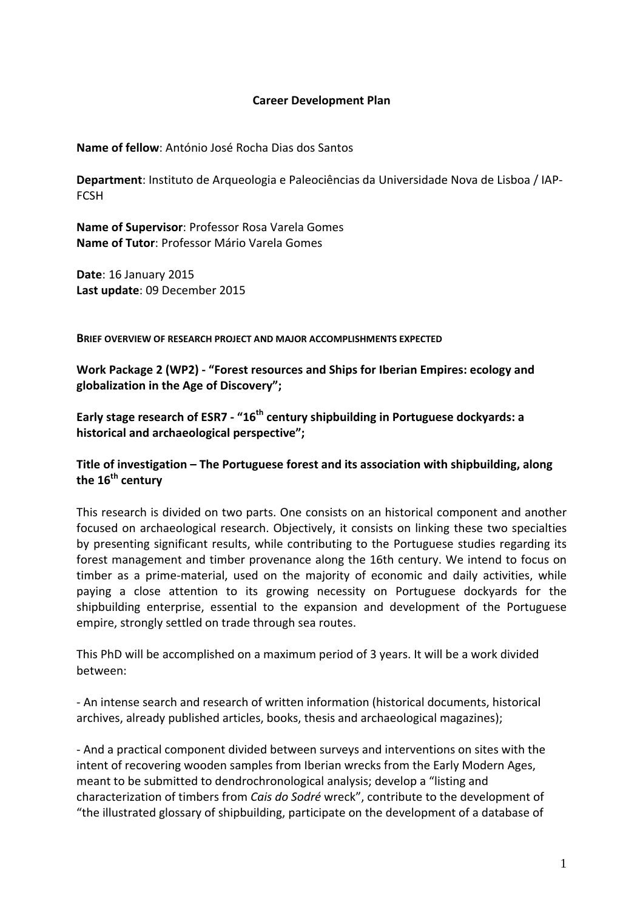# Career Development Plan

**Name of fellow**: António José Rocha Dias dos Santos

**Department**: Instituto de Arqueologia e Paleociências da Universidade Nova de Lisboa / IAP-FCSH

**Name of Supervisor**: Professor Rosa Varela Gomes
**Name of Tutor**: Professor Mário Varela Gomes

**Date**: 16 January 2015
**Last update**: 09 December 2015

## Brief overview of research project and major accomplishments expected

**Work Package 2 (WP2) - "Forest resources and Ships for Iberian Empires: ecology and globalization in the Age of Discovery";**

**Early stage research of ESR7 - "16th century shipbuilding in Portuguese dockyards: a historical and archaeological perspective";**

**Title of investigation – The Portuguese forest and its association with shipbuilding, along the 16th century**

This research is divided on two parts. One consists on an historical component and another focused on archaeological research. Objectively, it consists on linking these two specialties by presenting significant results, while contributing to the Portuguese studies regarding its forest management and timber provenance along the 16th century. We intend to focus on timber as a prime-material, used on the majority of economic and daily activities, while paying a close attention to its growing necessity on Portuguese dockyards for the shipbuilding enterprise, essential to the expansion and development of the Portuguese empire, strongly settled on trade through sea routes.

This PhD will be accomplished on a maximum period of 3 years. It will be a work divided between:

- An intense search and research of written information (historical documents, historical archives, already published articles, books, thesis and archaeological magazines);

- And a practical component divided between surveys and interventions on sites with the intent of recovering wooden samples from Iberian wrecks from the Early Modern Ages, meant to be submitted to dendrochronological analysis; develop a "listing and characterization of timbers from *Cais do Sodré* wreck", contribute to the development of "the illustrated glossary of shipbuilding, participate on the development of a database of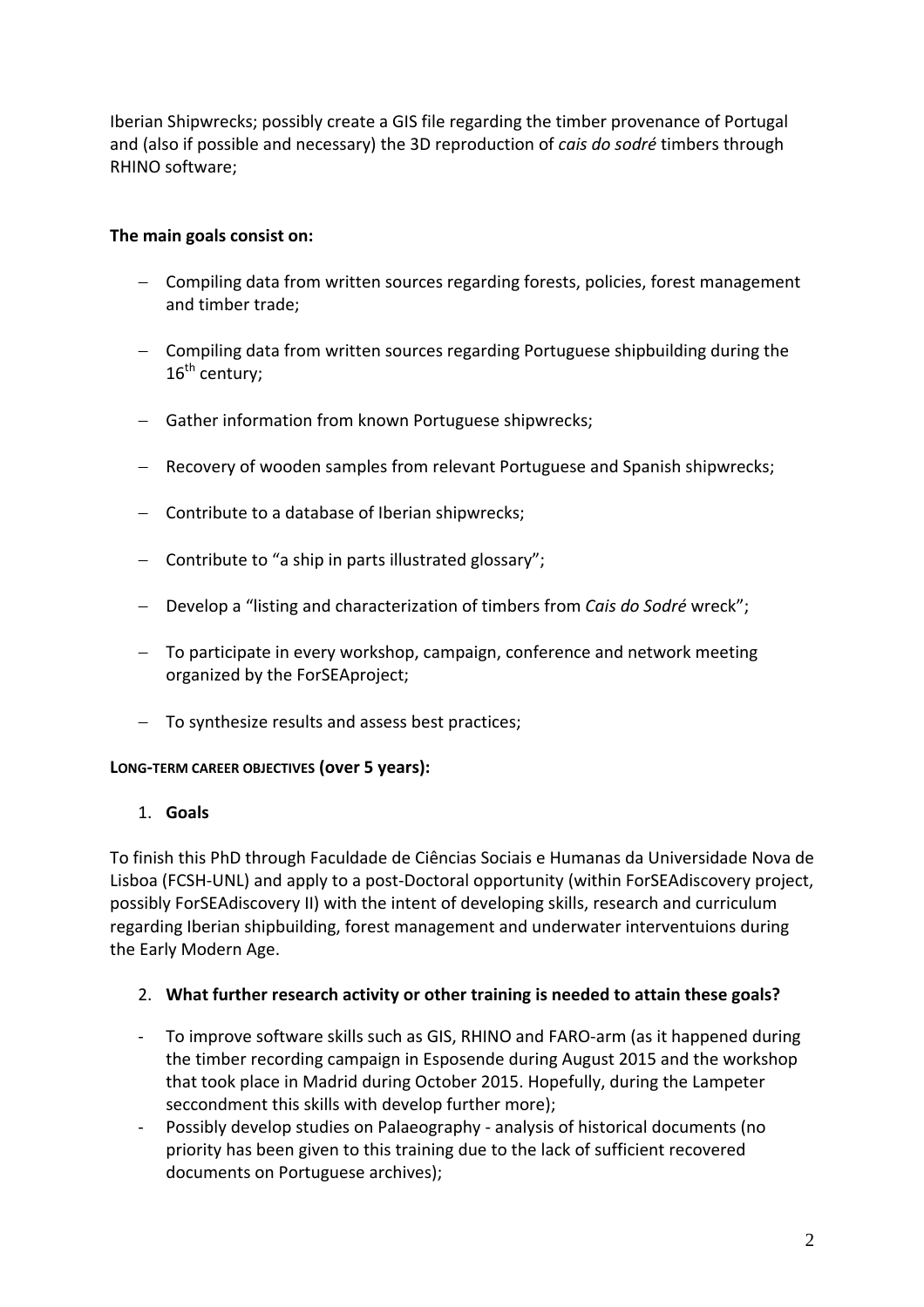Iberian Shipwrecks; possibly create a GIS file regarding the timber provenance of Portugal and (also if possible and necessary) the 3D reproduction of *cais do sodré* timbers through RHINO software;

**The main goals consist on:**

- Compiling data from written sources regarding forests, policies, forest management and timber trade;
- Compiling data from written sources regarding Portuguese shipbuilding during the 16th century;
- Gather information from known Portuguese shipwrecks;
- Recovery of wooden samples from relevant Portuguese and Spanish shipwrecks;
- Contribute to a database of Iberian shipwrecks;
- Contribute to “a ship in parts illustrated glossary”;
- Develop a “listing and characterization of timbers from *Cais do Sodré* wreck”;
- To participate in every workshop, campaign, conference and network meeting organized by the ForSEAproject;
- To synthesize results and assess best practices;

**LONG-TERM CAREER OBJECTIVES (over 5 years):**

1. **Goals**

To finish this PhD through Faculdade de Ciências Sociais e Humanas da Universidade Nova de Lisboa (FCSH-UNL) and apply to a post-Doctoral opportunity (within ForSEAdiscovery project, possibly ForSEAdiscovery II) with the intent of developing skills, research and curriculum regarding Iberian shipbuilding, forest management and underwater interventuions during the Early Modern Age.

2. **What further research activity or other training is needed to attain these goals?**

- To improve software skills such as GIS, RHINO and FARO-arm (as it happened during the timber recording campaign in Esposende during August 2015 and the workshop that took place in Madrid during October 2015. Hopefully, during the Lampeter seccondment this skills with develop further more);
- Possibly develop studies on Palaeography - analysis of historical documents (no priority has been given to this training due to the lack of sufficient recovered documents on Portuguese archives);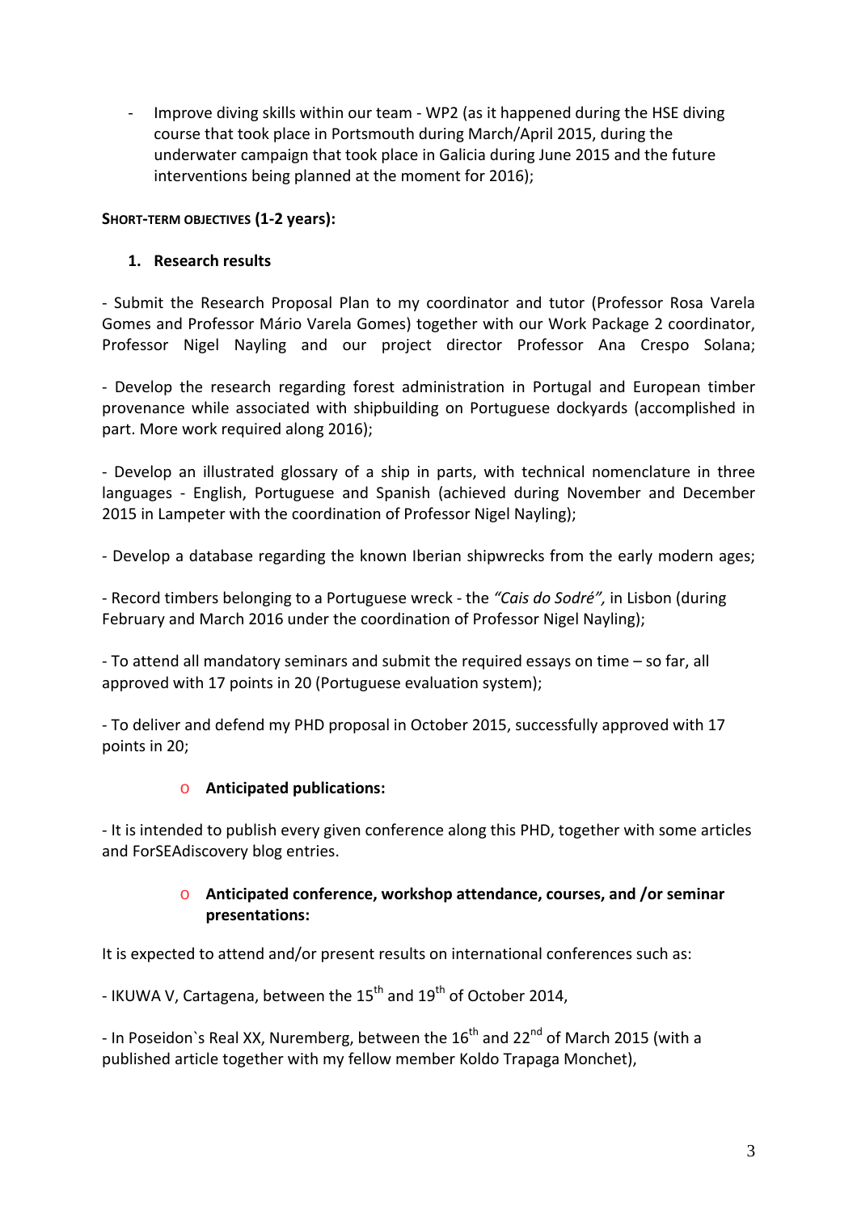- Improve diving skills within our team - WP2 (as it happened during the HSE diving course that took place in Portsmouth during March/April 2015, during the underwater campaign that took place in Galicia during June 2015 and the future interventions being planned at the moment for 2016);

**SHORT-TERM OBJECTIVES (1-2 years):**

1. **Research results**

- Submit the Research Proposal Plan to my coordinator and tutor (Professor Rosa Varela Gomes and Professor Mário Varela Gomes) together with our Work Package 2 coordinator, Professor Nigel Nayling and our project director Professor Ana Crespo Solana;

- Develop the research regarding forest administration in Portugal and European timber provenance while associated with shipbuilding on Portuguese dockyards (accomplished in part. More work required along 2016);

- Develop an illustrated glossary of a ship in parts, with technical nomenclature in three languages - English, Portuguese and Spanish (achieved during November and December 2015 in Lampeter with the coordination of Professor Nigel Nayling);

- Develop a database regarding the known Iberian shipwrecks from the early modern ages;

- Record timbers belonging to a Portuguese wreck - the *"Cais do Sodré",* in Lisbon (during February and March 2016 under the coordination of Professor Nigel Nayling);

- To attend all mandatory seminars and submit the required essays on time – so far, all approved with 17 points in 20 (Portuguese evaluation system);

- To deliver and defend my PHD proposal in October 2015, successfully approved with 17 points in 20;

- **Anticipated publications:**

- It is intended to publish every given conference along this PHD, together with some articles and ForSEAdiscovery blog entries.

- **Anticipated conference, workshop attendance, courses, and /or seminar presentations:**

It is expected to attend and/or present results on international conferences such as:

- IKUWA V, Cartagena, between the 15th and 19th of October 2014,

- In Poseidon`s Real XX, Nuremberg, between the 16th and 22nd of March 2015 (with a published article together with my fellow member Koldo Trapaga Monchet),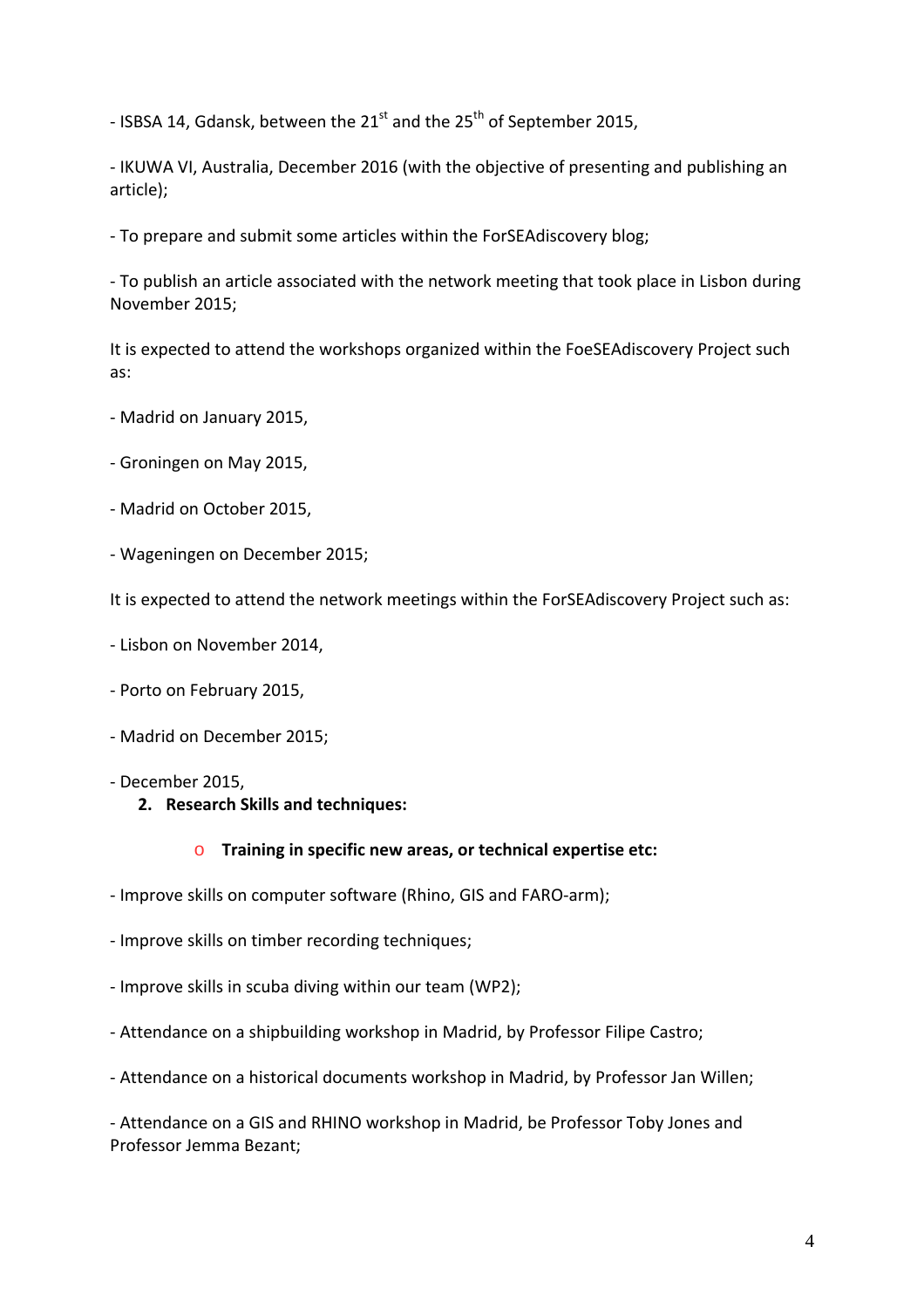- ISBSA 14, Gdansk, between the 21st and the 25th of September 2015,

- IKUWA VI, Australia, December 2016 (with the objective of presenting and publishing an article);

- To prepare and submit some articles within the ForSEAdiscovery blog;

- To publish an article associated with the network meeting that took place in Lisbon during November 2015;

It is expected to attend the workshops organized within the FoeSEAdiscovery Project such as:

- Madrid on January 2015,

- Groningen on May 2015,

- Madrid on October 2015,

- Wageningen on December 2015;

It is expected to attend the network meetings within the ForSEAdiscovery Project such as:

- Lisbon on November 2014,

- Porto on February 2015,

- Madrid on December 2015;

- December 2015,

2. **Research Skills and techniques:**

   - **Training in specific new areas, or technical expertise etc:**

- Improve skills on computer software (Rhino, GIS and FARO-arm);

- Improve skills on timber recording techniques;

- Improve skills in scuba diving within our team (WP2);

- Attendance on a shipbuilding workshop in Madrid, by Professor Filipe Castro;

- Attendance on a historical documents workshop in Madrid, by Professor Jan Willen;

- Attendance on a GIS and RHINO workshop in Madrid, be Professor Toby Jones and Professor Jemma Bezant;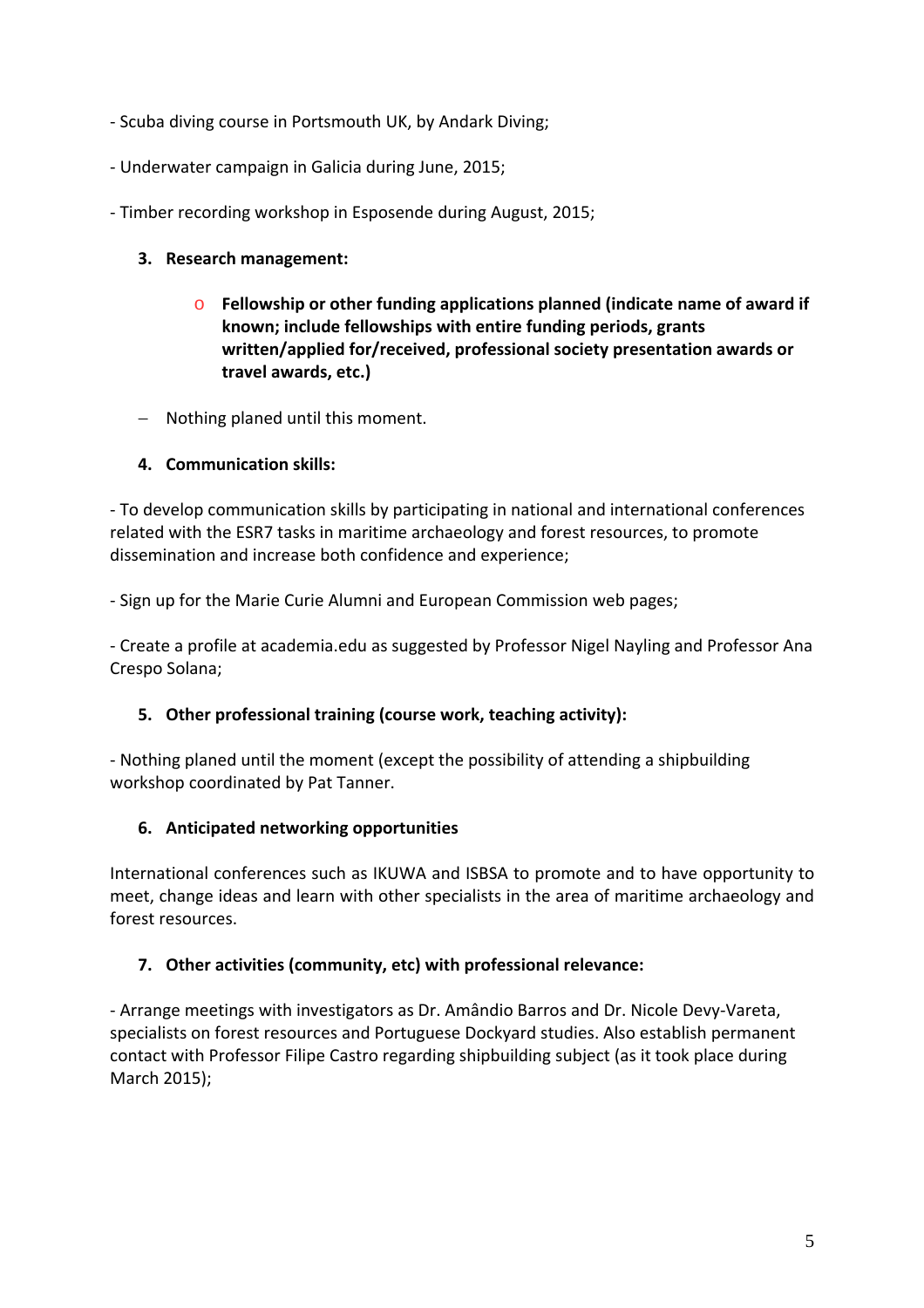- Scuba diving course in Portsmouth UK, by Andark Diving;

- Underwater campaign in Galicia during June, 2015;

- Timber recording workshop in Esposende during August, 2015;

3. **Research management:**

    - **Fellowship or other funding applications planned (indicate name of award if known; include fellowships with entire funding periods, grants written/applied for/received, professional society presentation awards or travel awards, etc.)**

- Nothing planed until this moment.

4. **Communication skills:**

- To develop communication skills by participating in national and international conferences related with the ESR7 tasks in maritime archaeology and forest resources, to promote dissemination and increase both confidence and experience;

- Sign up for the Marie Curie Alumni and European Commission web pages;

- Create a profile at academia.edu as suggested by Professor Nigel Nayling and Professor Ana Crespo Solana;

5. **Other professional training (course work, teaching activity):**

- Nothing planed until the moment (except the possibility of attending a shipbuilding workshop coordinated by Pat Tanner.

6. **Anticipated networking opportunities**

International conferences such as IKUWA and ISBSA to promote and to have opportunity to meet, change ideas and learn with other specialists in the area of maritime archaeology and forest resources.

7. **Other activities (community, etc) with professional relevance:**

- Arrange meetings with investigators as Dr. Amândio Barros and Dr. Nicole Devy-Vareta, specialists on forest resources and Portuguese Dockyard studies. Also establish permanent contact with Professor Filipe Castro regarding shipbuilding subject (as it took place during March 2015);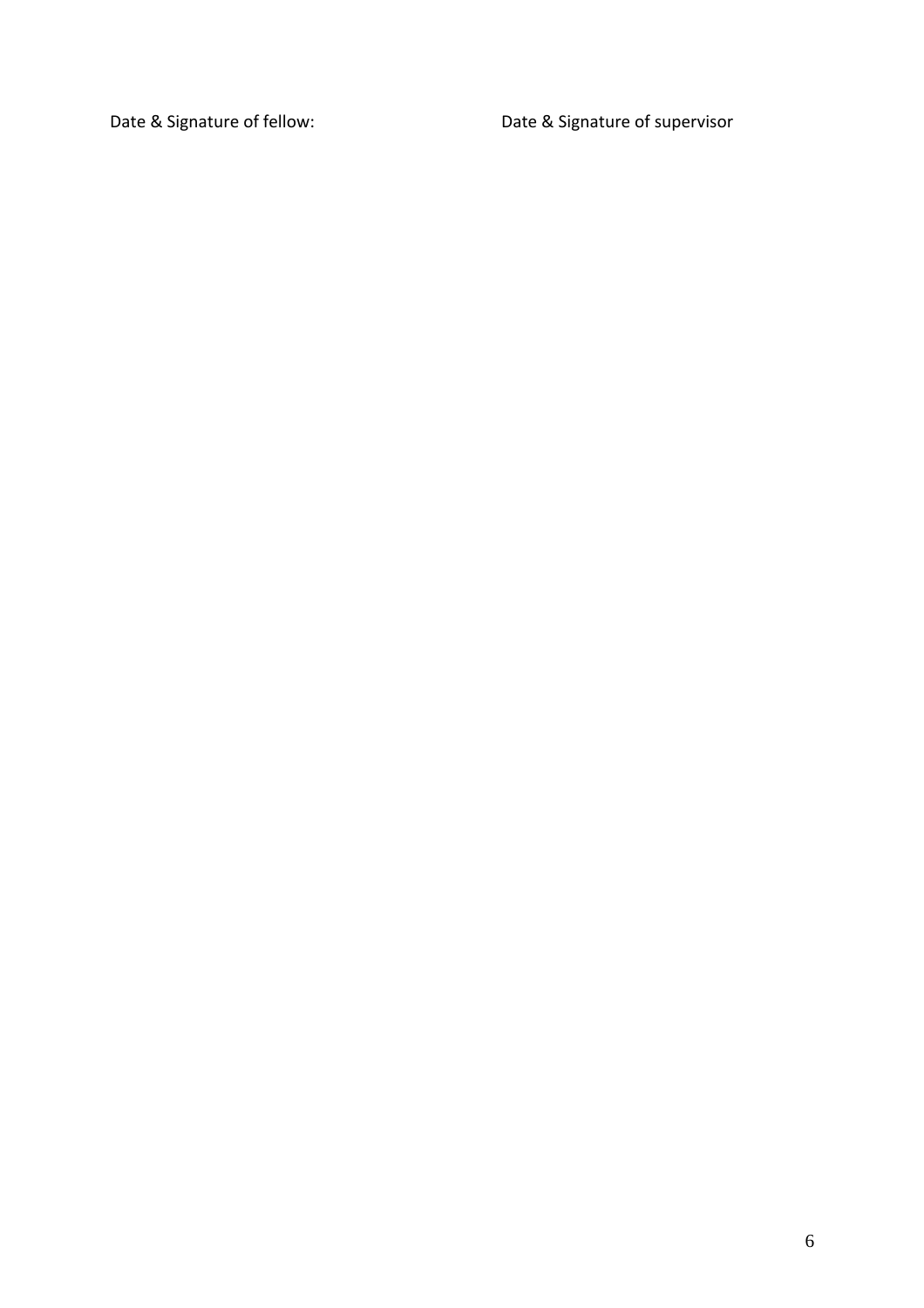Date & Signature of fellow: Date & Signature of supervisor